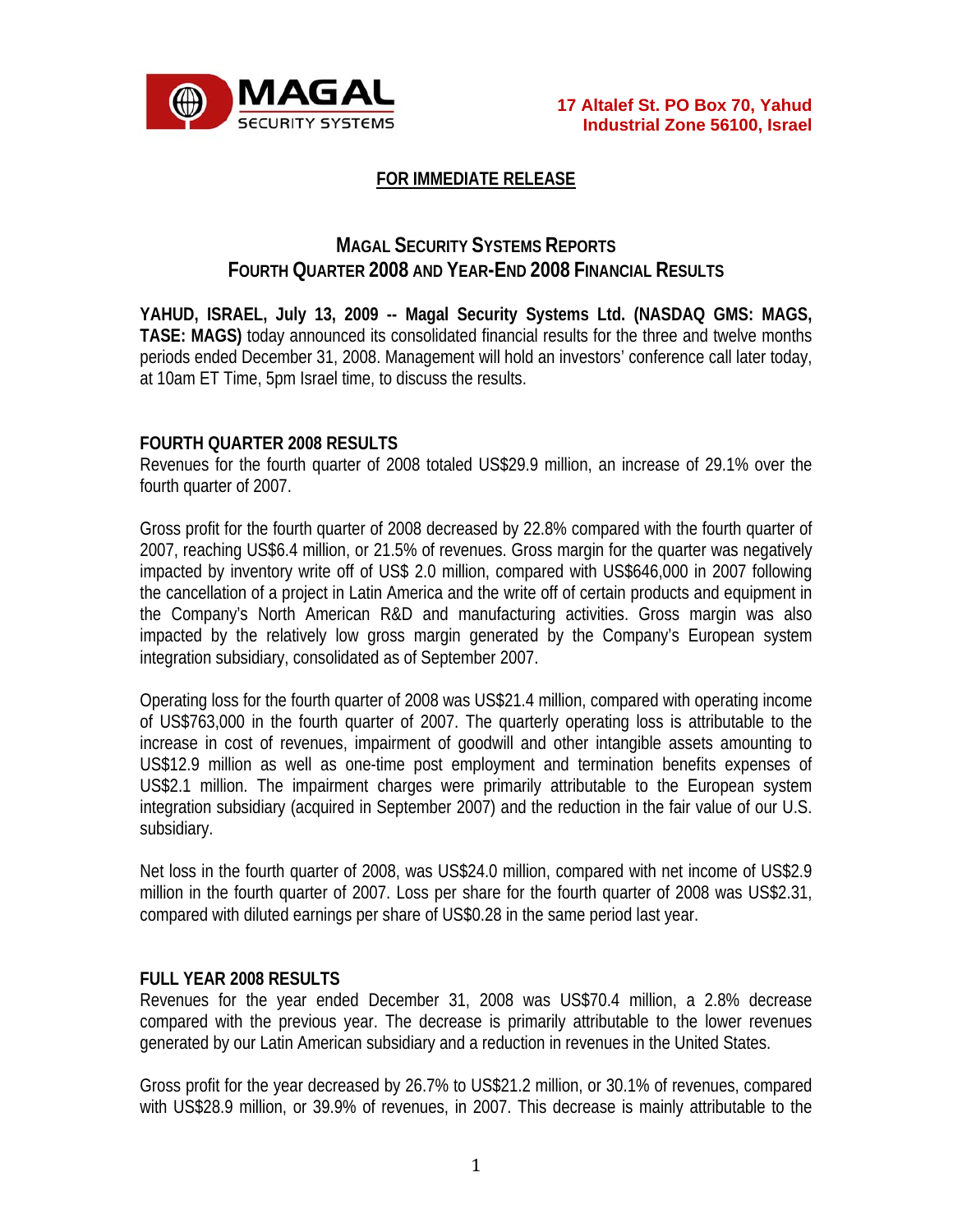MAGAL SECURITY SYSTEMS

**17 Altalef St. PO Box 70, Yahud Industrial Zone 56100, Israel**

**FOR IMMEDIATE RELEASE**

# MAGAL SECURITY SYSTEMS REPORTS FOURTH QUARTER 2008 AND YEAR-END 2008 FINANCIAL RESULTS

**YAHUD, ISRAEL, July 13, 2009 -- Magal Security Systems Ltd. (NASDAQ GMS: MAGS, TASE: MAGS)** today announced its consolidated financial results for the three and twelve months periods ended December 31, 2008. Management will hold an investors' conference call later today, at 10am ET Time, 5pm Israel time, to discuss the results.

## FOURTH QUARTER 2008 RESULTS

Revenues for the fourth quarter of 2008 totaled US$29.9 million, an increase of 29.1% over the fourth quarter of 2007.

Gross profit for the fourth quarter of 2008 decreased by 22.8% compared with the fourth quarter of 2007, reaching US$6.4 million, or 21.5% of revenues. Gross margin for the quarter was negatively impacted by inventory write off of US$ 2.0 million, compared with US$646,000 in 2007 following the cancellation of a project in Latin America and the write off of certain products and equipment in the Company's North American R&D and manufacturing activities. Gross margin was also impacted by the relatively low gross margin generated by the Company's European system integration subsidiary, consolidated as of September 2007.

Operating loss for the fourth quarter of 2008 was US$21.4 million, compared with operating income of US$763,000 in the fourth quarter of 2007. The quarterly operating loss is attributable to the increase in cost of revenues, impairment of goodwill and other intangible assets amounting to US$12.9 million as well as one-time post employment and termination benefits expenses of US$2.1 million. The impairment charges were primarily attributable to the European system integration subsidiary (acquired in September 2007) and the reduction in the fair value of our U.S. subsidiary.

Net loss in the fourth quarter of 2008, was US$24.0 million, compared with net income of US$2.9 million in the fourth quarter of 2007. Loss per share for the fourth quarter of 2008 was US$2.31, compared with diluted earnings per share of US$0.28 in the same period last year.

## FULL YEAR 2008 RESULTS

Revenues for the year ended December 31, 2008 was US$70.4 million, a 2.8% decrease compared with the previous year. The decrease is primarily attributable to the lower revenues generated by our Latin American subsidiary and a reduction in revenues in the United States.

Gross profit for the year decreased by 26.7% to US$21.2 million, or 30.1% of revenues, compared with US$28.9 million, or 39.9% of revenues, in 2007. This decrease is mainly attributable to the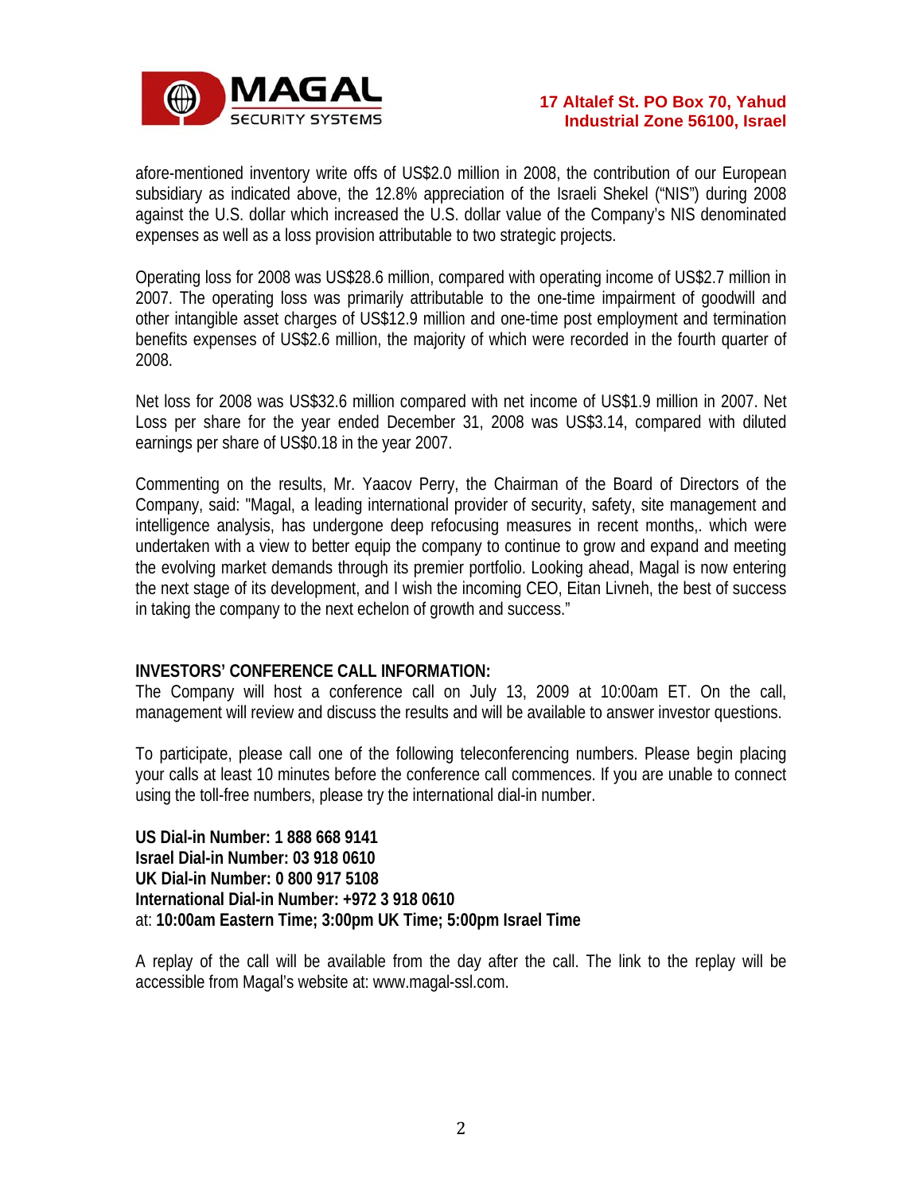afore-mentioned inventory write offs of US$2.0 million in 2008, the contribution of our European subsidiary as indicated above, the 12.8% appreciation of the Israeli Shekel ("NIS") during 2008 against the U.S. dollar which increased the U.S. dollar value of the Company's NIS denominated expenses as well as a loss provision attributable to two strategic projects.

Operating loss for 2008 was US$28.6 million, compared with operating income of US$2.7 million in 2007. The operating loss was primarily attributable to the one-time impairment of goodwill and other intangible asset charges of US$12.9 million and one-time post employment and termination benefits expenses of US$2.6 million, the majority of which were recorded in the fourth quarter of 2008.

Net loss for 2008 was US$32.6 million compared with net income of US$1.9 million in 2007. Net Loss per share for the year ended December 31, 2008 was US$3.14, compared with diluted earnings per share of US$0.18 in the year 2007.

Commenting on the results, Mr. Yaacov Perry, the Chairman of the Board of Directors of the Company, said: "Magal, a leading international provider of security, safety, site management and intelligence analysis, has undergone deep refocusing measures in recent months,. which were undertaken with a view to better equip the company to continue to grow and expand and meeting the evolving market demands through its premier portfolio. Looking ahead, Magal is now entering the next stage of its development, and I wish the incoming CEO, Eitan Livneh, the best of success in taking the company to the next echelon of growth and success."

**INVESTORS' CONFERENCE CALL INFORMATION:**

The Company will host a conference call on July 13, 2009 at 10:00am ET. On the call, management will review and discuss the results and will be available to answer investor questions.

To participate, please call one of the following teleconferencing numbers. Please begin placing your calls at least 10 minutes before the conference call commences. If you are unable to connect using the toll-free numbers, please try the international dial-in number.

**US Dial-in Number: 1 888 668 9141**
**Israel Dial-in Number: 03 918 0610**
**UK Dial-in Number: 0 800 917 5108**
**International Dial-in Number: +972 3 918 0610**
at: **10:00am Eastern Time; 3:00pm UK Time; 5:00pm Israel Time**

A replay of the call will be available from the day after the call. The link to the replay will be accessible from Magal's website at: www.magal-ssl.com.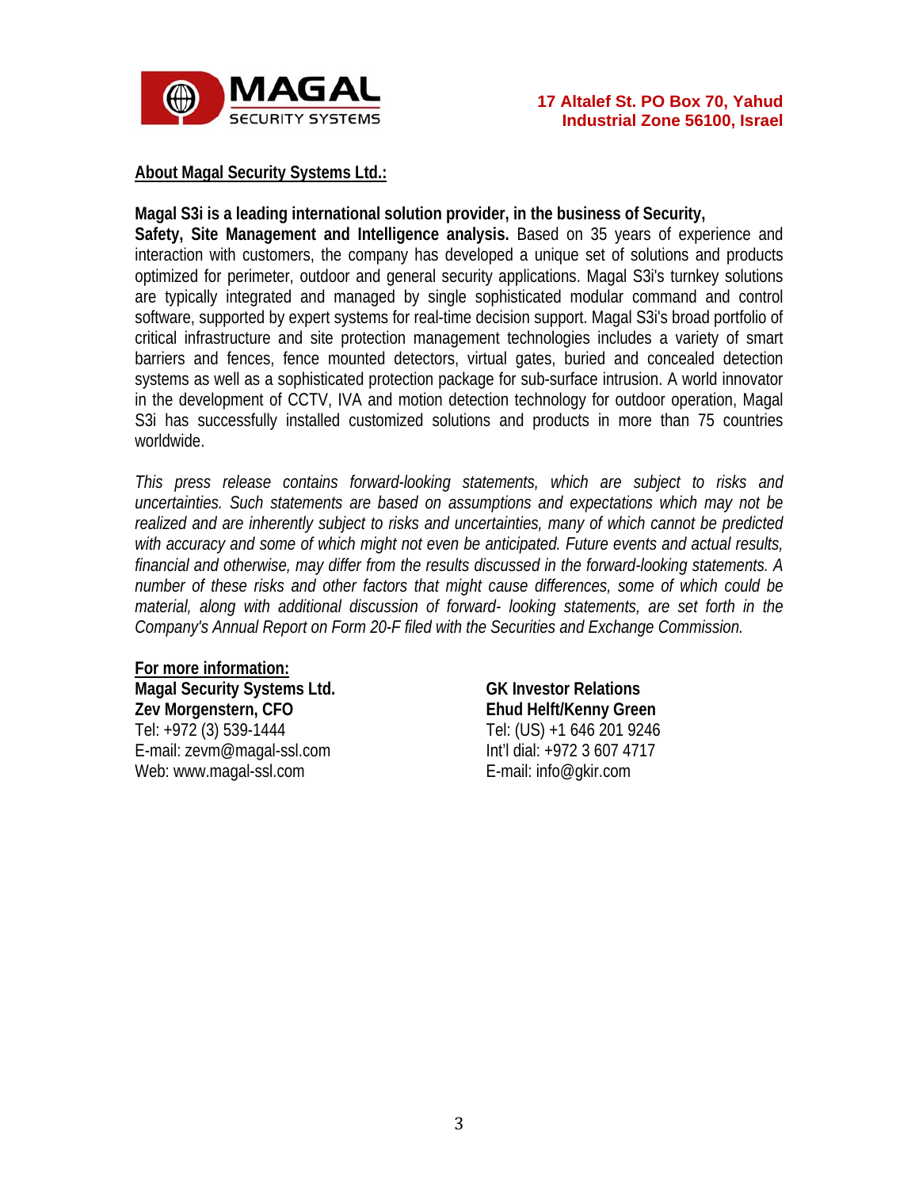MAGAL SECURITY SYSTEMS

**17 Altalef St. PO Box 70, Yahud**
**Industrial Zone 56100, Israel**

**About Magal Security Systems Ltd.:**

**Magal S3i is a leading international solution provider, in the business of Security, Safety, Site Management and Intelligence analysis.** Based on 35 years of experience and interaction with customers, the company has developed a unique set of solutions and products optimized for perimeter, outdoor and general security applications. Magal S3i's turnkey solutions are typically integrated and managed by single sophisticated modular command and control software, supported by expert systems for real-time decision support. Magal S3i's broad portfolio of critical infrastructure and site protection management technologies includes a variety of smart barriers and fences, fence mounted detectors, virtual gates, buried and concealed detection systems as well as a sophisticated protection package for sub-surface intrusion. A world innovator in the development of CCTV, IVA and motion detection technology for outdoor operation, Magal S3i has successfully installed customized solutions and products in more than 75 countries worldwide.

*This press release contains forward-looking statements, which are subject to risks and uncertainties. Such statements are based on assumptions and expectations which may not be realized and are inherently subject to risks and uncertainties, many of which cannot be predicted with accuracy and some of which might not even be anticipated. Future events and actual results, financial and otherwise, may differ from the results discussed in the forward-looking statements. A number of these risks and other factors that might cause differences, some of which could be material, along with additional discussion of forward- looking statements, are set forth in the Company's Annual Report on Form 20-F filed with the Securities and Exchange Commission.*

**For more information:**

**Magal Security Systems Ltd.**
**Zev Morgenstern, CFO**
Tel: +972 (3) 539-1444
E-mail: zevm@magal-ssl.com
Web: www.magal-ssl.com

**GK Investor Relations**
**Ehud Helft/Kenny Green**
Tel: (US) +1 646 201 9246
Int'l dial: +972 3 607 4717
E-mail: info@gkir.com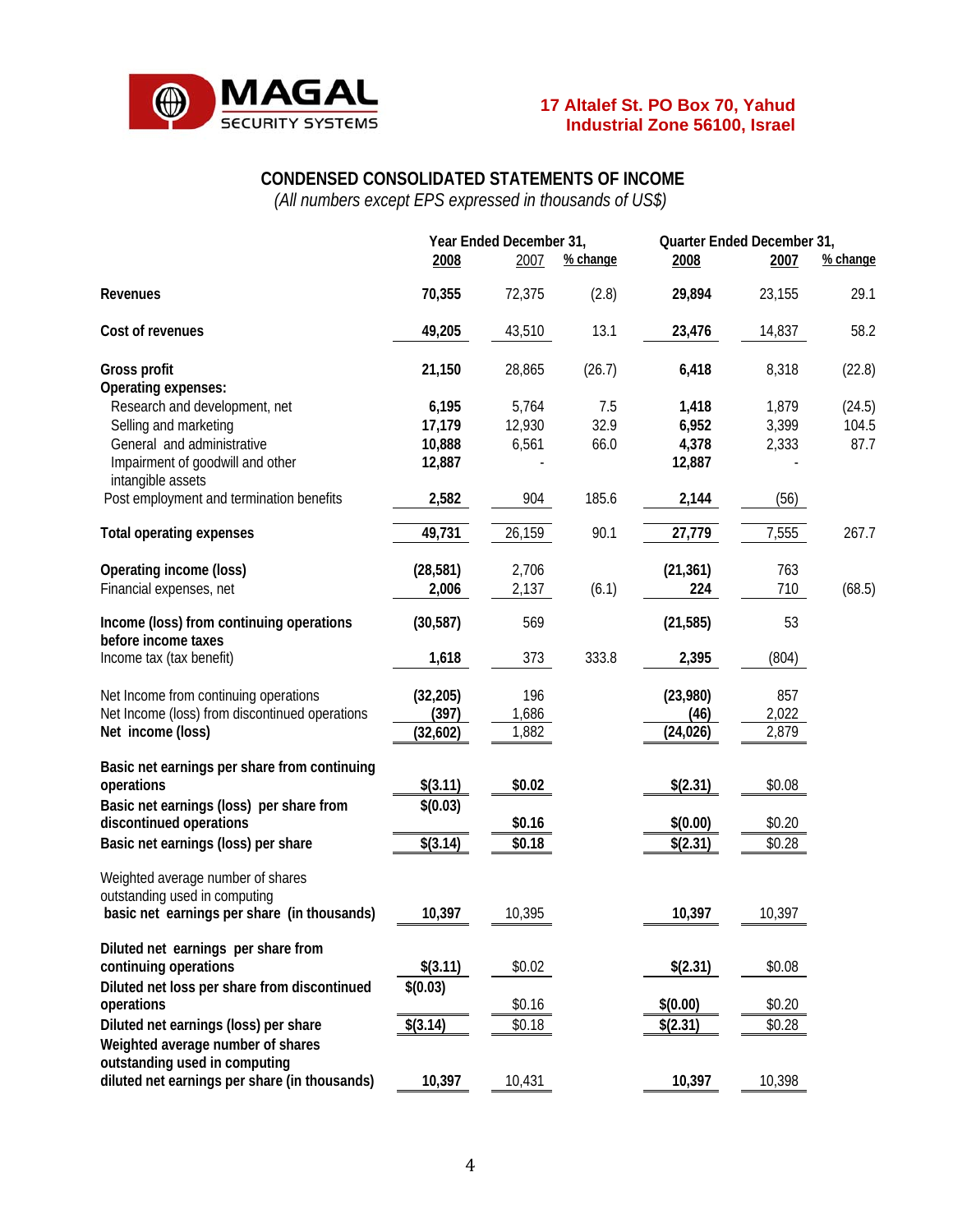MAGAL SECURITY SYSTEMS

**17 Altalef St. PO Box 70, Yahud Industrial Zone 56100, Israel**

## CONDENSED CONSOLIDATED STATEMENTS OF INCOME

*(All numbers except EPS expressed in thousands of US$)*

| | Year Ended December 31, | | | Quarter Ended December 31, | | |
|---|---|---|---|---|---|---|
| | **2008** | 2007 | % change | **2008** | 2007 | % change |
| **Revenues** | **70,355** | 72,375 | (2.8) | **29,894** | 23,155 | 29.1 |
| **Cost of revenues** | **49,205** | 43,510 | 13.1 | **23,476** | 14,837 | 58.2 |
| **Gross profit** | **21,150** | 28,865 | (26.7) | **6,418** | 8,318 | (22.8) |
| **Operating expenses:** | | | | | | |
| Research and development, net | **6,195** | 5,764 | 7.5 | **1,418** | 1,879 | (24.5) |
| Selling and marketing | **17,179** | 12,930 | 32.9 | **6,952** | 3,399 | 104.5 |
| General and administrative | **10,888** | 6,561 | 66.0 | **4,378** | 2,333 | 87.7 |
| Impairment of goodwill and other intangible assets | **12,887** | - | | **12,887** | - | |
| Post employment and termination benefits | **2,582** | 904 | 185.6 | **2,144** | (56) | |
| **Total operating expenses** | **49,731** | 26,159 | 90.1 | **27,779** | 7,555 | 267.7 |
| **Operating income (loss)** | **(28,581)** | 2,706 | | **(21,361)** | 763 | |
| Financial expenses, net | **2,006** | 2,137 | (6.1) | **224** | 710 | (68.5) |
| **Income (loss) from continuing operations before income taxes** | **(30,587)** | 569 | | **(21,585)** | 53 | |
| Income tax (tax benefit) | **1,618** | 373 | 333.8 | **2,395** | (804) | |
| Net Income from continuing operations | **(32,205)** | 196 | | **(23,980)** | 857 | |
| Net Income (loss) from discontinued operations | **(397)** | 1,686 | | **(46)** | 2,022 | |
| **Net income (loss)** | **(32,602)** | 1,882 | | **(24,026)** | 2,879 | |
| **Basic net earnings per share from continuing operations** | **$(3.11)** | **$0.02** | | **$(2.31)** | $0.08 | |
| **Basic net earnings (loss) per share from discontinued operations** | **$(0.03)** | **$0.16** | | **$(0.00)** | $0.20 | |
| **Basic net earnings (loss) per share** | **$(3.14)** | **$0.18** | | **$(2.31)** | $0.28 | |
| Weighted average number of shares outstanding used in computing basic net earnings per share (in thousands) | **10,397** | 10,395 | | **10,397** | 10,397 | |
| **Diluted net earnings per share from continuing operations** | **$(3.11)** | $0.02 | | **$(2.31)** | $0.08 | |
| **Diluted net loss per share from discontinued operations** | **$(0.03)** | $0.16 | | **$(0.00)** | $0.20 | |
| **Diluted net earnings (loss) per share** | **$(3.14)** | $0.18 | | **$(2.31)** | $0.28 | |
| **Weighted average number of shares outstanding used in computing diluted net earnings per share (in thousands)** | **10,397** | 10,431 | | **10,397** | 10,398 | |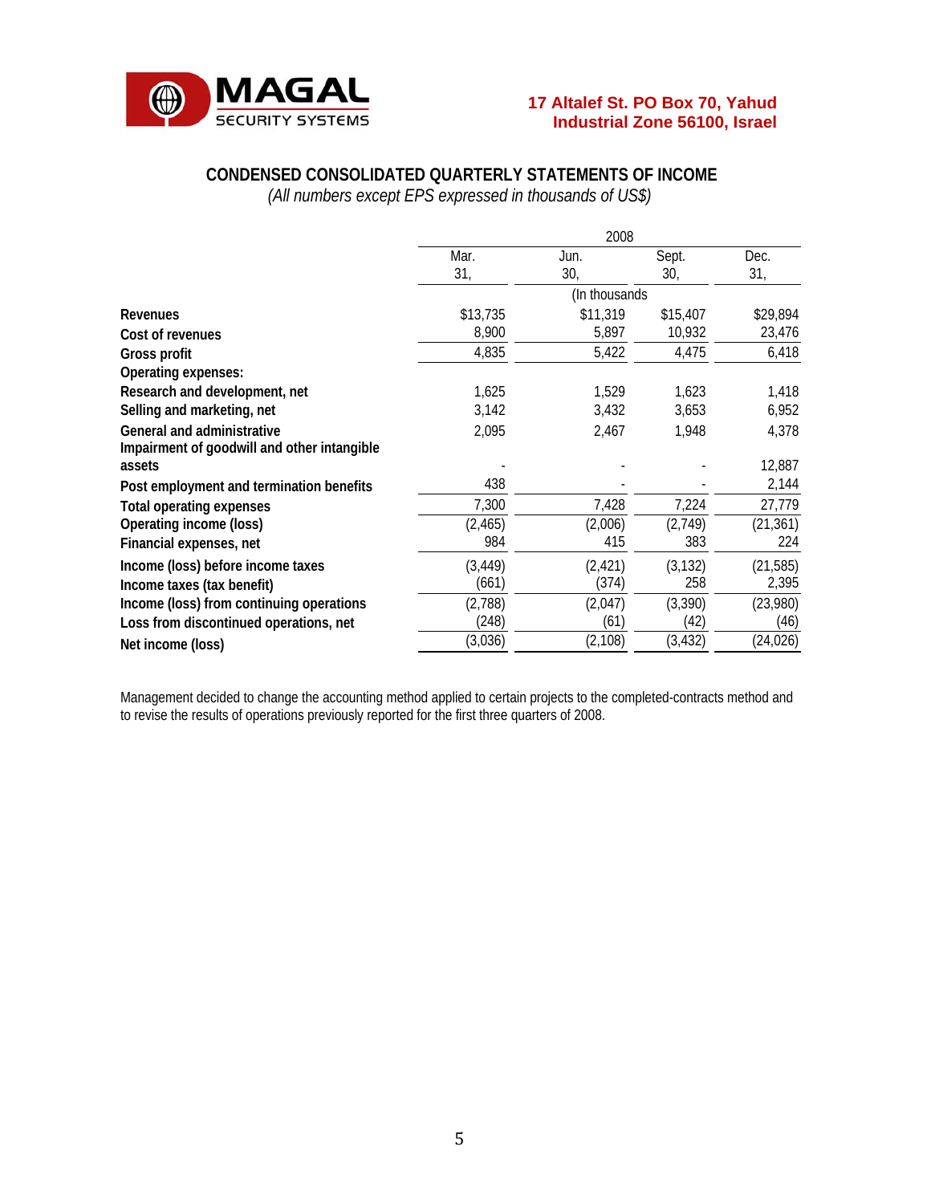MAGAL SECURITY SYSTEMS

**17 Altalef St. PO Box 70, Yahud Industrial Zone 56100, Israel**

## CONDENSED CONSOLIDATED QUARTERLY STATEMENTS OF INCOME

*(All numbers except EPS expressed in thousands of US$)*

| | 2008 | | | |
|---|---|---|---|---|
| | Mar. 31, | Jun. 30, | Sept. 30, | Dec. 31, |
| | (In thousands | | | |
| **Revenues** | $13,735 | $11,319 | $15,407 | $29,894 |
| **Cost of revenues** | 8,900 | 5,897 | 10,932 | 23,476 |
| **Gross profit** | 4,835 | 5,422 | 4,475 | 6,418 |
| **Operating expenses:** | | | | |
| **Research and development, net** | 1,625 | 1,529 | 1,623 | 1,418 |
| **Selling and marketing, net** | 3,142 | 3,432 | 3,653 | 6,952 |
| **General and administrative** | 2,095 | 2,467 | 1,948 | 4,378 |
| **Impairment of goodwill and other intangible assets** | - | - | - | 12,887 |
| **Post employment and termination benefits** | 438 | - | - | 2,144 |
| **Total operating expenses** | 7,300 | 7,428 | 7,224 | 27,779 |
| **Operating income (loss)** | (2,465) | (2,006) | (2,749) | (21,361) |
| **Financial expenses, net** | 984 | 415 | 383 | 224 |
| **Income (loss) before income taxes** | (3,449) | (2,421) | (3,132) | (21,585) |
| **Income taxes (tax benefit)** | (661) | (374) | 258 | 2,395 |
| **Income (loss) from continuing operations** | (2,788) | (2,047) | (3,390) | (23,980) |
| **Loss from discontinued operations, net** | (248) | (61) | (42) | (46) |
| **Net income (loss)** | (3,036) | (2,108) | (3,432) | (24,026) |

Management decided to change the accounting method applied to certain projects to the completed-contracts method and to revise the results of operations previously reported for the first three quarters of 2008.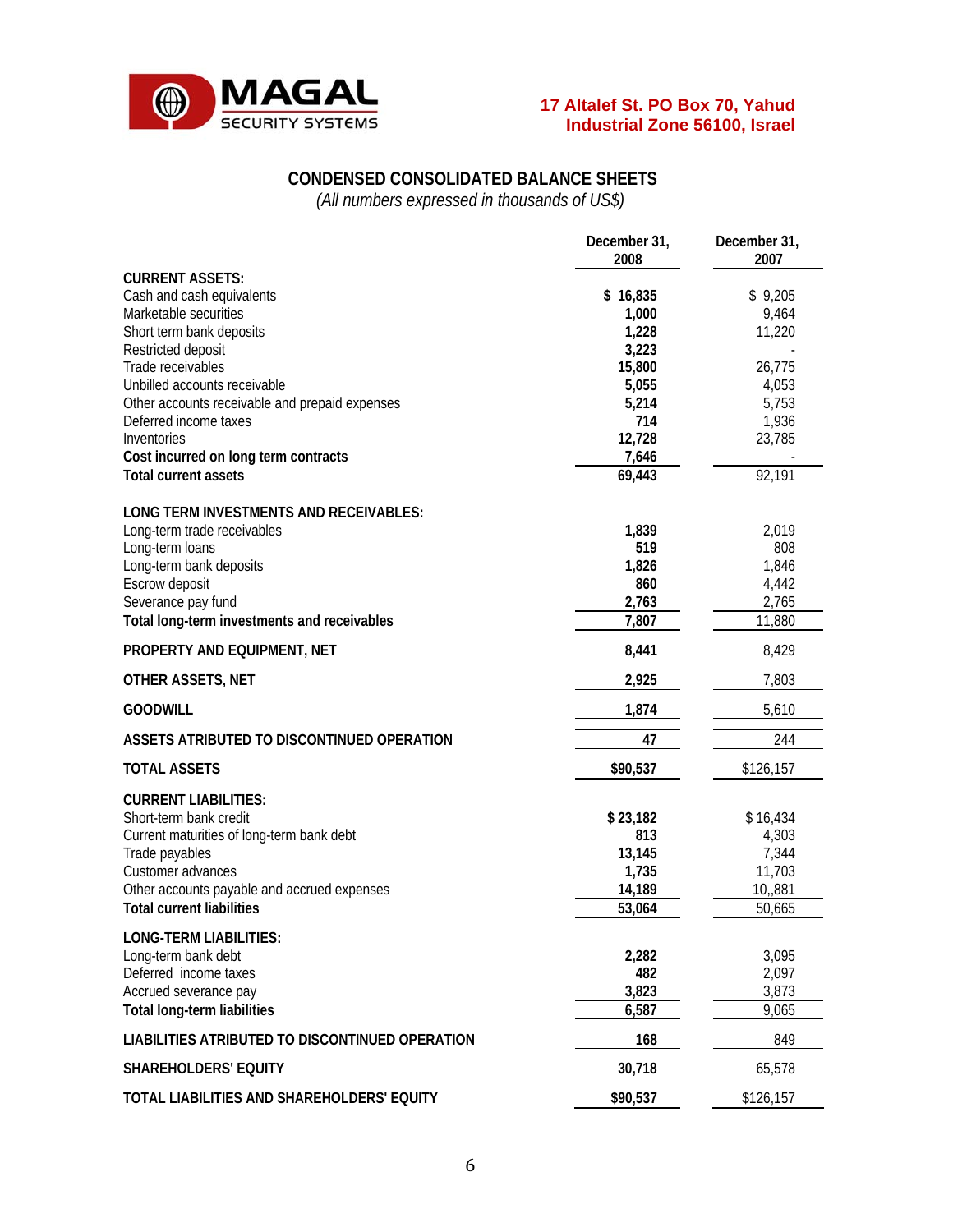MAGAL SECURITY SYSTEMS

**17 Altalef St. PO Box 70, Yahud**
**Industrial Zone 56100, Israel**

## CONDENSED CONSOLIDATED BALANCE SHEETS

*(All numbers expressed in thousands of US$)*

| | December 31, 2008 | December 31, 2007 |
|---|---|---|
| **CURRENT ASSETS:** | | |
| Cash and cash equivalents | **$ 16,835** | $ 9,205 |
| Marketable securities | **1,000** | 9,464 |
| Short term bank deposits | **1,228** | 11,220 |
| Restricted deposit | **3,223** | - |
| Trade receivables | **15,800** | 26,775 |
| Unbilled accounts receivable | **5,055** | 4,053 |
| Other accounts receivable and prepaid expenses | **5,214** | 5,753 |
| Deferred income taxes | **714** | 1,936 |
| Inventories | **12,728** | 23,785 |
| **Cost incurred on long term contracts** | **7,646** | - |
| **Total current assets** | **69,443** | 92,191 |
| | | |
| **LONG TERM INVESTMENTS AND RECEIVABLES:** | | |
| Long-term trade receivables | **1,839** | 2,019 |
| Long-term loans | **519** | 808 |
| Long-term bank deposits | **1,826** | 1,846 |
| Escrow deposit | **860** | 4,442 |
| Severance pay fund | **2,763** | 2,765 |
| **Total long-term investments and receivables** | **7,807** | 11,880 |
| | | |
| **PROPERTY AND EQUIPMENT, NET** | **8,441** | 8,429 |
| | | |
| **OTHER ASSETS, NET** | **2,925** | 7,803 |
| | | |
| **GOODWILL** | **1,874** | 5,610 |
| | | |
| **ASSETS ATRIBUTED TO DISCONTINUED OPERATION** | **47** | 244 |
| | | |
| **TOTAL ASSETS** | **$90,537** | $126,157 |
| | | |
| **CURRENT LIABILITIES:** | | |
| Short-term bank credit | **$ 23,182** | $ 16,434 |
| Current maturities of long-term bank debt | **813** | 4,303 |
| Trade payables | **13,145** | 7,344 |
| Customer advances | **1,735** | 11,703 |
| Other accounts payable and accrued expenses | **14,189** | 10,,881 |
| **Total current liabilities** | **53,064** | 50,665 |
| | | |
| **LONG-TERM LIABILITIES:** | | |
| Long-term bank debt | **2,282** | 3,095 |
| Deferred income taxes | **482** | 2,097 |
| Accrued severance pay | **3,823** | 3,873 |
| **Total long-term liabilities** | **6,587** | 9,065 |
| | | |
| **LIABILITIES ATRIBUTED TO DISCONTINUED OPERATION** | **168** | 849 |
| | | |
| **SHAREHOLDERS' EQUITY** | **30,718** | 65,578 |
| | | |
| **TOTAL LIABILITIES AND SHAREHOLDERS' EQUITY** | **$90,537** | $126,157 |